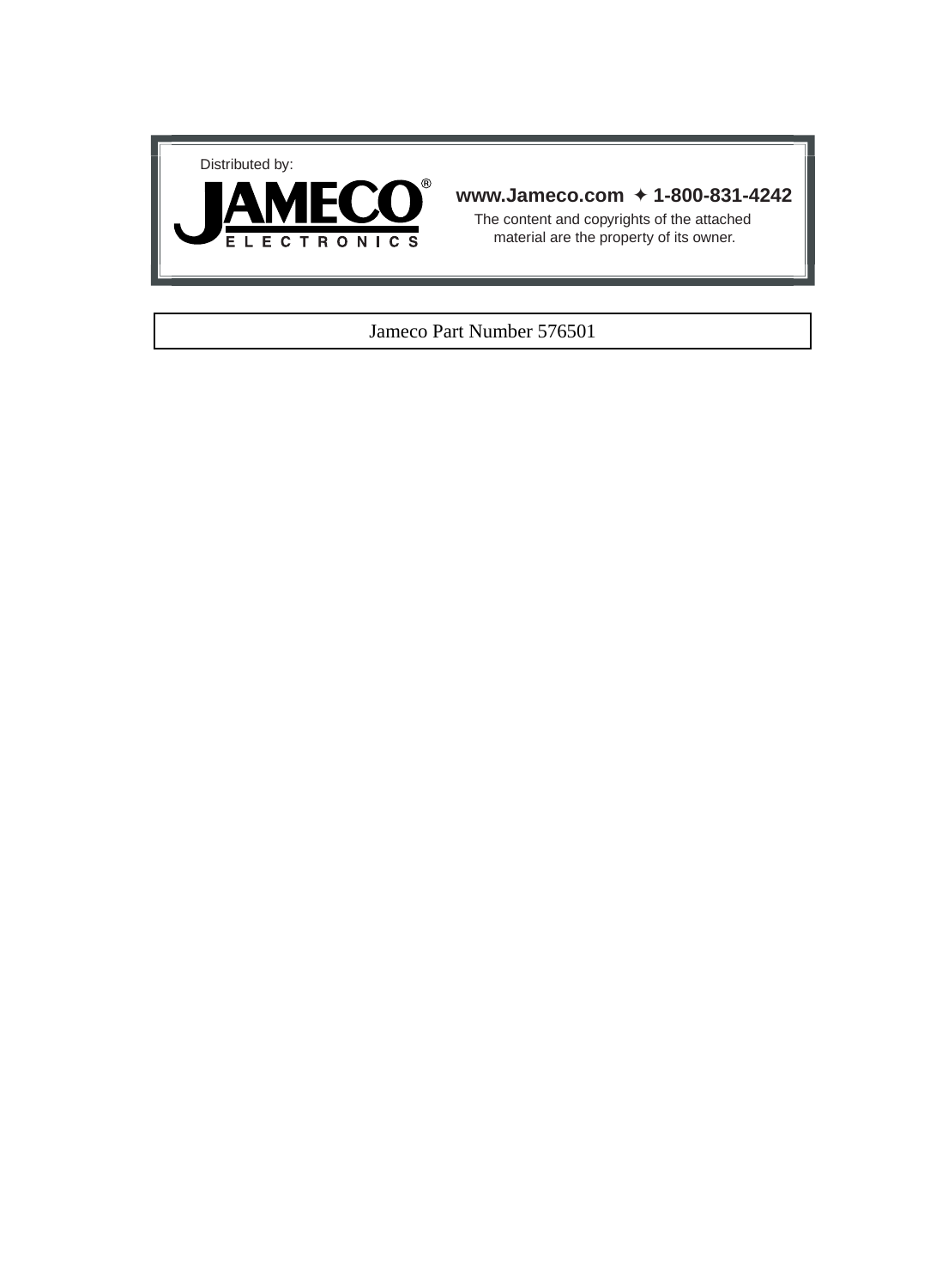Distributed by:

JAMECO® ELECTRONICS

**www.Jameco.com ✦ 1-800-831-4242**

The content and copyrights of the attached material are the property of its owner.

Jameco Part Number 576501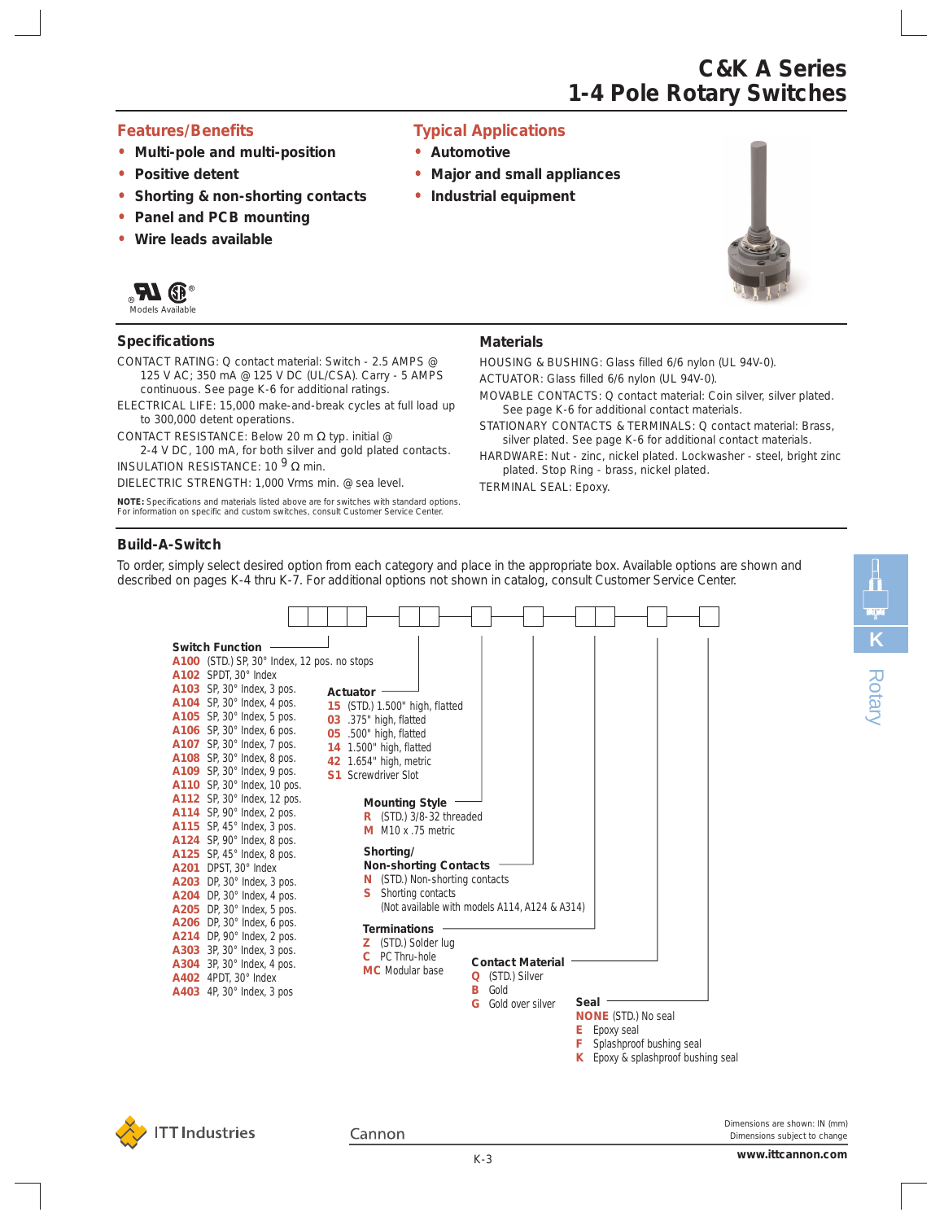# C&K A Series
# 1-4 Pole Rotary Switches

## Features/Benefits

- Multi-pole and multi-position
- Positive detent
- Shorting & non-shorting contacts
- Panel and PCB mounting
- Wire leads available

## Typical Applications

- Automotive
- Major and small appliances
- Industrial equipment

Models Available

## Specifications

CONTACT RATING: Q contact material: Switch - 2.5 AMPS @ 125 V AC; 350 mA @ 125 V DC (UL/CSA). Carry - 5 AMPS continuous. See page K-6 for additional ratings.

ELECTRICAL LIFE: 15,000 make-and-break cycles at full load up to 300,000 detent operations.

CONTACT RESISTANCE: Below 20 m Ω typ. initial @ 2-4 V DC, 100 mA, for both silver and gold plated contacts.

INSULATION RESISTANCE: $10^9$ Ω min.

DIELECTRIC STRENGTH: 1,000 Vrms min. @ sea level.

**NOTE:** Specifications and materials listed above are for switches with standard options. For information on specific and custom switches, consult Customer Service Center.

## Materials

HOUSING & BUSHING: Glass filled 6/6 nylon (UL 94V-0).

ACTUATOR: Glass filled 6/6 nylon (UL 94V-0).

MOVABLE CONTACTS: Q contact material: Coin silver, silver plated. See page K-6 for additional contact materials.

STATIONARY CONTACTS & TERMINALS: Q contact material: Brass, silver plated. See page K-6 for additional contact materials.

HARDWARE: Nut - zinc, nickel plated. Lockwasher - steel, bright zinc plated. Stop Ring - brass, nickel plated.

TERMINAL SEAL: Epoxy.

## Build-A-Switch

To order, simply select desired option from each category and place in the appropriate box. Available options are shown and described on pages K-4 thru K-7. For additional options not shown in catalog, consult Customer Service Center.

**Switch Function**

- **A100** (STD.) SP, 30° Index, 12 pos. no stops
- **A102** SPDT, 30° Index
- **A103** SP, 30° Index, 3 pos.
- **A104** SP, 30° Index, 4 pos.
- **A105** SP, 30° Index, 5 pos.
- **A106** SP, 30° Index, 6 pos.
- **A107** SP, 30° Index, 7 pos.
- **A108** SP, 30° Index, 8 pos.
- **A109** SP, 30° Index, 9 pos.
- **A110** SP, 30° Index, 10 pos.
- **A112** SP, 30° Index, 12 pos.
- **A114** SP, 90° Index, 2 pos.
- **A115** SP, 45° Index, 3 pos.
- **A124** SP, 90° Index, 8 pos.
- **A125** SP, 45° Index, 8 pos.
- **A201** DPST, 30° Index
- **A203** DP, 30° Index, 3 pos.
- **A204** DP, 30° Index, 4 pos.
- **A205** DP, 30° Index, 5 pos.
- **A206** DP, 30° Index, 6 pos.
- **A214** DP, 90° Index, 2 pos.
- **A303** 3P, 30° Index, 3 pos.
- **A304** 3P, 30° Index, 4 pos.
- **A402** 4PDT, 30° Index
- **A403** 4P, 30° Index, 3 pos

**Actuator**

- **15** (STD.) 1.500" high, flatted
- **03** .375" high, flatted
- **05** .500" high, flatted
- **14** 1.500" high, flatted
- **42** 1.654" high, metric
- **S1** Screwdriver Slot

**Mounting Style**

- **R** (STD.) 3/8-32 threaded
- **M** M10 x .75 metric

**Shorting/ Non-shorting Contacts**

- **N** (STD.) Non-shorting contacts
- **S** Shorting contacts (Not available with models A114, A124 & A314)

**Terminations**

- **Z** (STD.) Solder lug
- **C** PC Thru-hole
- **MC** Modular base

**Contact Material**

- **Q** (STD.) Silver
- **B** Gold
- **G** Gold over silver

**Seal**

- **NONE** (STD.) No seal
- **E** Epoxy seal
- **F** Splashproof bushing seal
- **K** Epoxy & splashproof bushing seal

Dimensions are shown: IN (mm)
Dimensions subject to change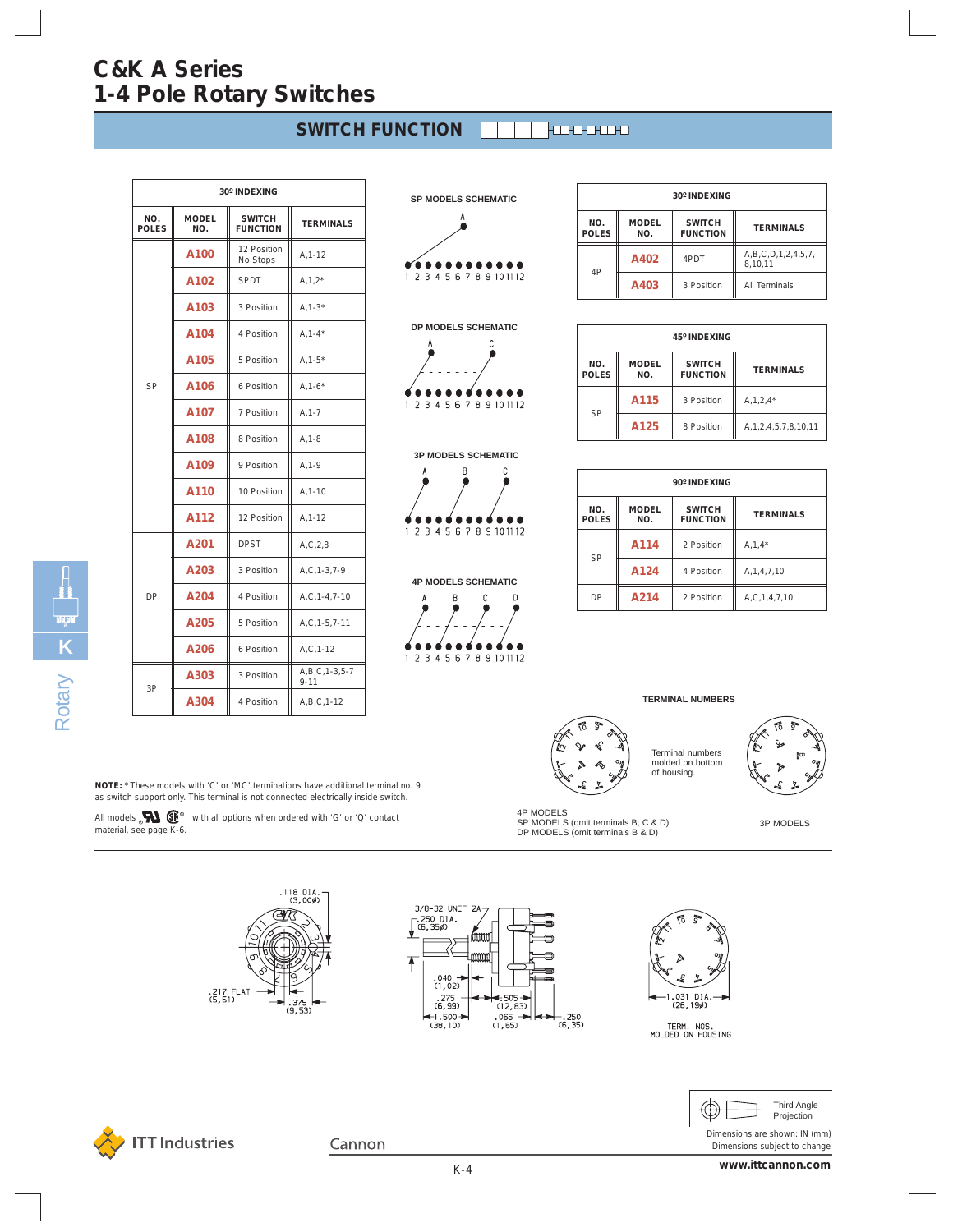# C&K A Series
# 1-4 Pole Rotary Switches

## SWITCH FUNCTION

| 30º INDEXING | | | |
|---|---|---|---|
| NO. POLES | MODEL NO. | SWITCH FUNCTION | TERMINALS |
| SP | A100 | 12 Position No Stops | A,1-12 |
| | A102 | SPDT | A,1,2* |
| | A103 | 3 Position | A,1-3* |
| | A104 | 4 Position | A,1-4* |
| | A105 | 5 Position | A,1-5* |
| | A106 | 6 Position | A,1-6* |
| | A107 | 7 Position | A,1-7 |
| | A108 | 8 Position | A,1-8 |
| | A109 | 9 Position | A,1-9 |
| | A110 | 10 Position | A,1-10 |
| | A112 | 12 Position | A,1-12 |
| DP | A201 | DPST | A,C,2,8 |
| | A203 | 3 Position | A,C,1-3,7-9 |
| | A204 | 4 Position | A,C,1-4,7-10 |
| | A205 | 5 Position | A,C,1-5,7-11 |
| | A206 | 6 Position | A,C,1-12 |
| 3P | A303 | 3 Position | A,B,C,1-3,5-7 9-11 |
| | A304 | 4 Position | A,B,C,1-12 |

SP MODELS SCHEMATIC

DP MODELS SCHEMATIC

3P MODELS SCHEMATIC

4P MODELS SCHEMATIC

| 30º INDEXING | | | |
|---|---|---|---|
| NO. POLES | MODEL NO. | SWITCH FUNCTION | TERMINALS |
| 4P | A402 | 4PDT | A,B,C,D,1,2,4,5,7, 8,10,11 |
| | A403 | 3 Position | All Terminals |

| 45º INDEXING | | | |
|---|---|---|---|
| NO. POLES | MODEL NO. | SWITCH FUNCTION | TERMINALS |
| SP | A115 | 3 Position | A,1,2,4* |
| | A125 | 8 Position | A,1,2,4,5,7,8,10,11 |

| 90º INDEXING | | | |
|---|---|---|---|
| NO. POLES | MODEL NO. | SWITCH FUNCTION | TERMINALS |
| SP | A114 | 2 Position | A,1,4* |
| | A124 | 4 Position | A,1,4,7,10 |
| DP | A214 | 2 Position | A,C,1,4,7,10 |

TERMINAL NUMBERS

Terminal numbers molded on bottom of housing.

4P MODELS
SP MODELS (omit terminals B, C & D)
DP MODELS (omit terminals B & D)

3P MODELS

**NOTE:** * These models with 'C' or 'MC' terminations have additional terminal no. 9 as switch support only. This terminal is not connected electrically inside switch.

All models with all options when ordered with 'G' or 'Q' contact material, see page K-6.

.118 DIA. (3,00ø)

.217 FLAT (5,51)

.375 (9,53)

3/8-32 UNEF 2A

.250 DIA. (6,35ø)

.040 (1,02)

.275 (6,99)

.505 (12,83)

1.500 (38,10)

.065 (1,65)

.250 (6,35)

1.031 DIA. (26,19ø)

TERM. NOS. MOLDED ON HOUSING

Third Angle Projection

Dimensions are shown: IN (mm)
Dimensions subject to change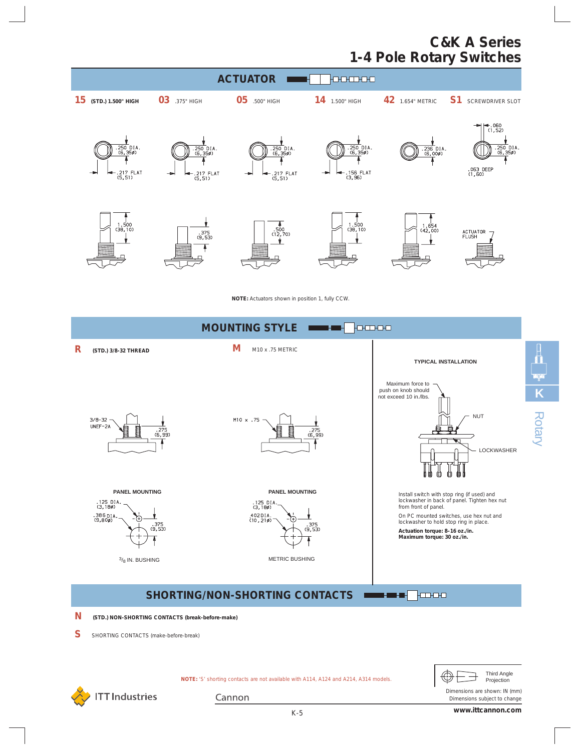## ACTUATOR

**15** (STD.) 1.500" HIGH

**03** .375" HIGH

**05** .500" HIGH

**14** 1.500" HIGH

**42** 1.654" METRIC

**S1** SCREWDRIVER SLOT

.250 DIA. (6,35ø) — .217 FLAT (5,51) — 1.500 (38,10)

.250 DIA. (6,35ø) — .217 FLAT (5,51) — .375 (9,53)

.250 DIA. (6,35ø) — .217 FLAT (5,51) — .500 (12,70)

.250 DIA. (6,35ø) — .156 FLAT (3,96) — 1.500 (38,10)

.236 DIA. (6,00ø) — 1.654 (42,00)

.060 (1,52) — .250 DIA. (6,35ø) — .063 DEEP (1,60) — ACTUATOR FLUSH

**NOTE:** Actuators shown in position 1, fully CCW.

## MOUNTING STYLE

**R** (STD.) 3/8-32 THREAD

3/8-32 UNEF-2A — .275 (6,99)

PANEL MOUNTING

.125 DIA. (3,18ø) — .386 DIA. (9,80ø) — .375 (9,53)

3/8 IN. BUSHING

**M** M10 x .75 METRIC

M10 x .75 — .275 (6,99)

PANEL MOUNTING

.125 DIA. (3,18ø) — .402 DIA. (10,21ø) — .375 (9,53)

METRIC BUSHING

**TYPICAL INSTALLATION**

Maximum force to push on knob should not exceed 10 in./lbs.

NUT

LOCKWASHER

Install switch with stop ring (if used) and lockwasher in back of panel. Tighten hex nut from front of panel.

On PC mounted switches, use hex nut and lockwasher to hold stop ring in place.

**Actuation torque: 8–16 oz./in.**
**Maximum torque: 30 oz./in.**

## SHORTING/NON-SHORTING CONTACTS

**N** (STD.) NON-SHORTING CONTACTS (break-before-make)

**S** SHORTING CONTACTS (make-before-break)

**NOTE:** 'S' shorting contacts are not available with A114, A124 and A214, A314 models.

Third Angle Projection

Dimensions are shown: IN (mm)
Dimensions subject to change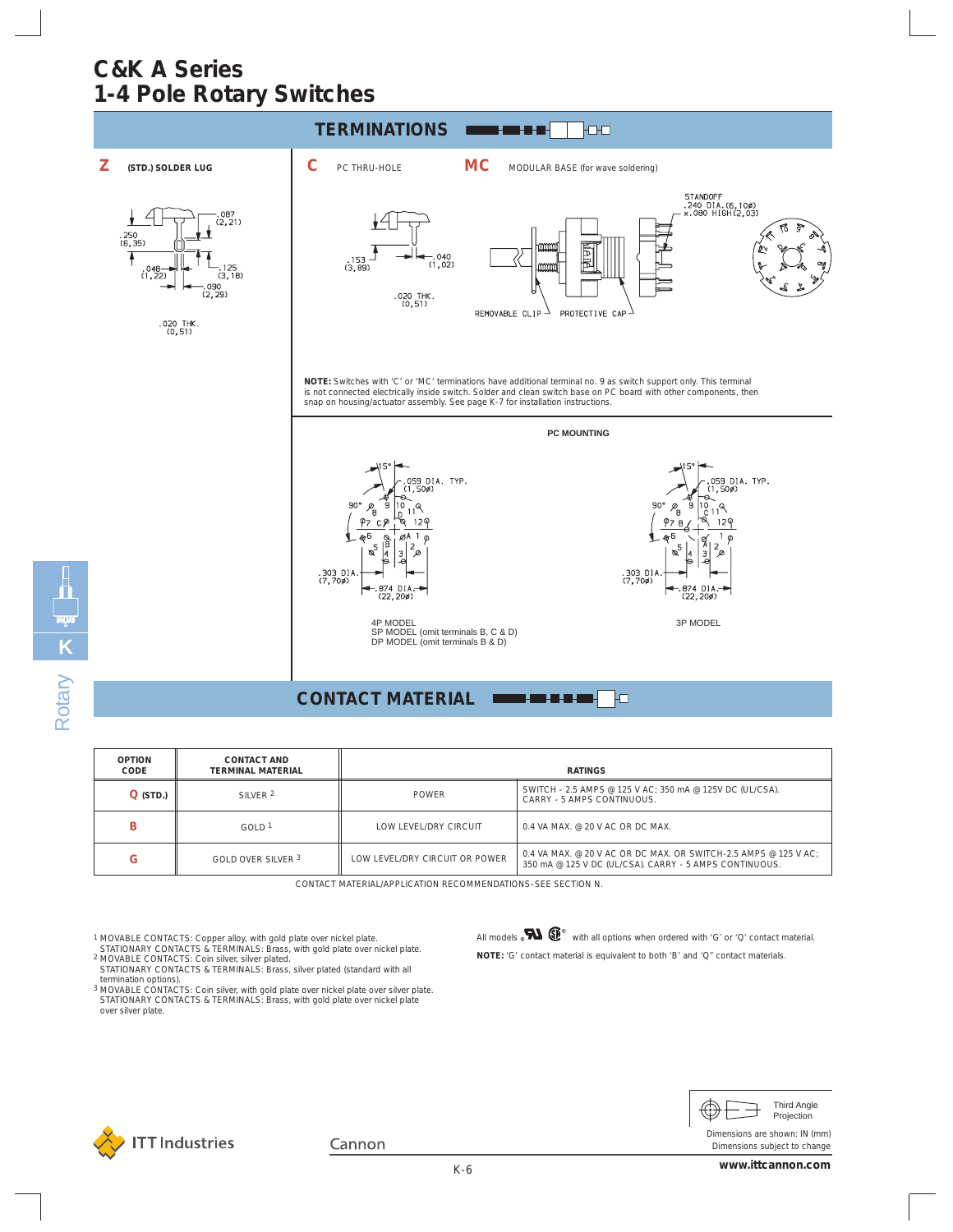# C&K A Series
# 1-4 Pole Rotary Switches

## TERMINATIONS

**Z** (STD.) SOLDER LUG

.087 (2,21)
.250 (6,35)
.048 (1,22)
.125 (3,18)
.090 (2,29)
.020 THK. (0,51)

**C** PC THRU-HOLE

.153 (3,89)
.040 (1,02)
.020 THK. (0,51)

**MC** MODULAR BASE (for wave soldering)

STANDOFF .240 DIA.(6,10∅) x.080 HIGH(2,03)

REMOVABLE CLIP    PROTECTIVE CAP

**NOTE:** Switches with 'C' or 'MC' terminations have additional terminal no. 9 as switch support only. This terminal is not connected electrically inside switch. Solder and clean switch base on PC board with other components, then snap on housing/actuator assembly. See page K-7 for installation instructions.

**PC MOUNTING**

15° .059 DIA. TYP. (1,50∅)
90°
.303 DIA. (7,70∅)
.874 DIA. (22,20∅)

4P MODEL
SP MODEL (omit terminals B, C & D)
DP MODEL (omit terminals B & D)

3P MODEL

## CONTACT MATERIAL

| OPTION CODE | CONTACT AND TERMINAL MATERIAL | RATINGS | |
|---|---|---|---|
| **Q** (STD.) | SILVER [2] | POWER | SWITCH - 2.5 AMPS @ 125 V AC; 350 mA @ 125V DC (UL/CSA). CARRY - 5 AMPS CONTINUOUS. |
| **B** | GOLD [1] | LOW LEVEL/DRY CIRCUIT | 0.4 VA MAX. @ 20 V AC OR DC MAX. |
| **G** | GOLD OVER SILVER [3] | LOW LEVEL/DRY CIRCUIT OR POWER | 0.4 VA MAX. @ 20 V AC OR DC MAX. OR SWITCH-2.5 AMPS @ 125 V AC; 350 mA @ 125 V DC (UL/CSA). CARRY - 5 AMPS CONTINUOUS. |

CONTACT MATERIAL/APPLICATION RECOMMENDATIONS–SEE SECTION N.

[1] MOVABLE CONTACTS: Copper alloy, with gold plate over nickel plate.
STATIONARY CONTACTS & TERMINALS: Brass, with gold plate over nickel plate.
[2] MOVABLE CONTACTS: Coin silver, silver plated.
STATIONARY CONTACTS & TERMINALS: Brass, silver plated (standard with all termination options).
[3] MOVABLE CONTACTS: Coin silver, with gold plate over nickel plate over silver plate.
STATIONARY CONTACTS & TERMINALS: Brass, with gold plate over nickel plate over silver plate.

All models UL CSA with all options when ordered with 'G' or 'Q' contact material.

**NOTE:** 'G' contact material is equivalent to both 'B' and 'Q" contact materials.

Third Angle Projection

Dimensions are shown: IN (mm)
Dimensions subject to change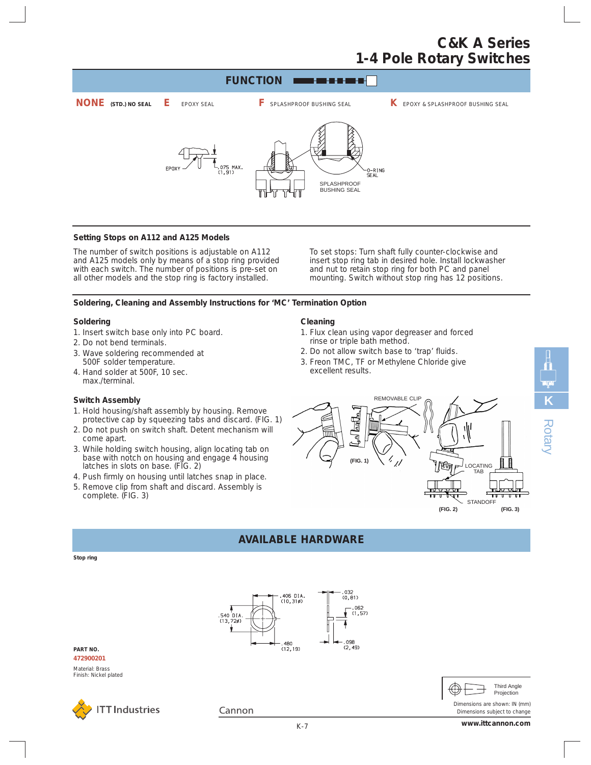# C&K A Series
# 1-4 Pole Rotary Switches

## FUNCTION

**NONE** (STD.) NO SEAL **E** EPOXY SEAL **F** SPLASHPROOF BUSHING SEAL **K** EPOXY & SPLASHPROOF BUSHING SEAL

EPOXY
.075 MAX.
(1,91)

O-RING
SEAL

SPLASHPROOF
BUSHING SEAL

### Setting Stops on A112 and A125 Models

The number of switch positions is adjustable on A112 and A125 models only by means of a stop ring provided with each switch. The number of positions is pre-set on all other models and the stop ring is factory installed.

To set stops: Turn shaft fully counter-clockwise and insert stop ring tab in desired hole. Install lockwasher and nut to retain stop ring for both PC and panel mounting. Switch without stop ring has 12 positions.

### Soldering, Cleaning and Assembly Instructions for 'MC' Termination Option

#### Soldering

1. Insert switch base only into PC board.
2. Do not bend terminals.
3. Wave soldering recommended at 500F solder temperature.
4. Hand solder at 500F, 10 sec. max./terminal.

#### Cleaning

1. Flux clean using vapor degreaser and forced rinse or triple bath method.
2. Do not allow switch base to 'trap' fluids.
3. Freon TMC, TF or Methylene Chloride give excellent results.

#### Switch Assembly

1. Hold housing/shaft assembly by housing. Remove protective cap by squeezing tabs and discard. (FIG. 1)
2. Do not push on switch shaft. Detent mechanism will come apart.
3. While holding switch housing, align locating tab on base with notch on housing and engage 4 housing latches in slots on base. (FIG. 2)
4. Push firmly on housing until latches snap in place.
5. Remove clip from shaft and discard. Assembly is complete. (FIG. 3)

REMOVABLE CLIP
(FIG. 1)
LOCATING TAB
STANDOFF
(FIG. 2)
(FIG. 3)

## AVAILABLE HARDWARE

**Stop ring**

.406 DIA.
(10,31Ø)
.540 DIA.
(13,72Ø)
.480
(12,19)
.032
(0,81)
.062
(1,57)
.098
(2,49)

**PART NO.**
**472900201**
Material: Brass
Finish: Nickel plated

Third Angle Projection

Dimensions are shown: IN (mm)
Dimensions subject to change